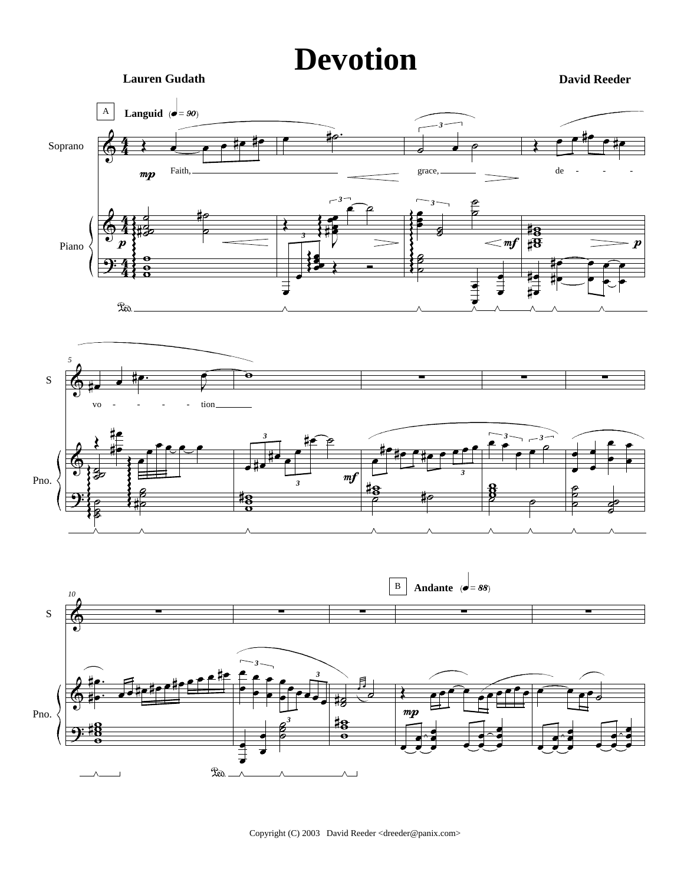# Devotion

**Lauren Gudath**

**David Reeder**

Copyright (C) 2003 David Reeder <dreeder@panix.com>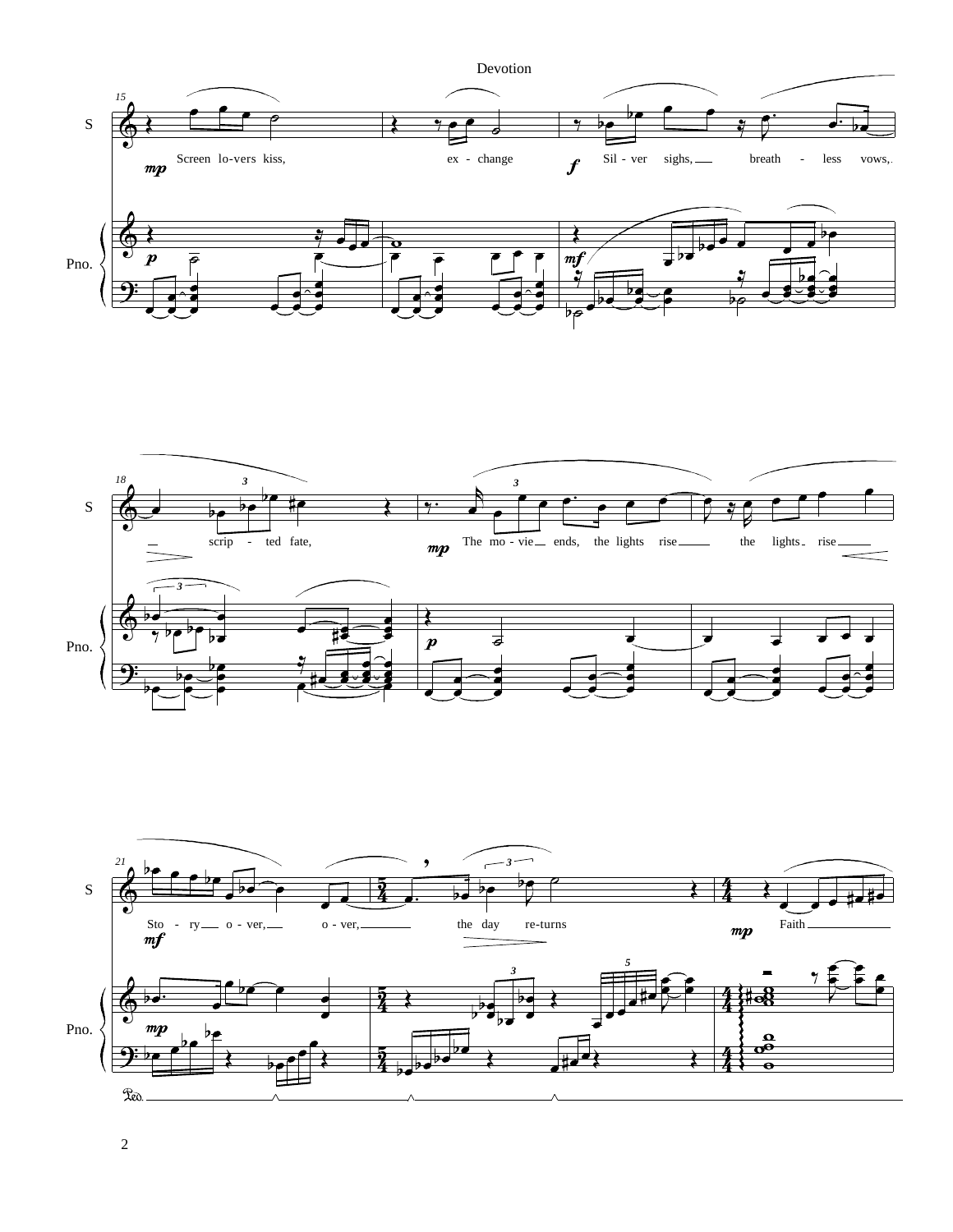Screen lo-vers kiss, ex - change Sil - ver sighs, breath - less vows,

scrip - ted fate, The mo - vie ends, the lights rise the lights rise

Sto - ry o - ver, o - ver, the day re-turns Faith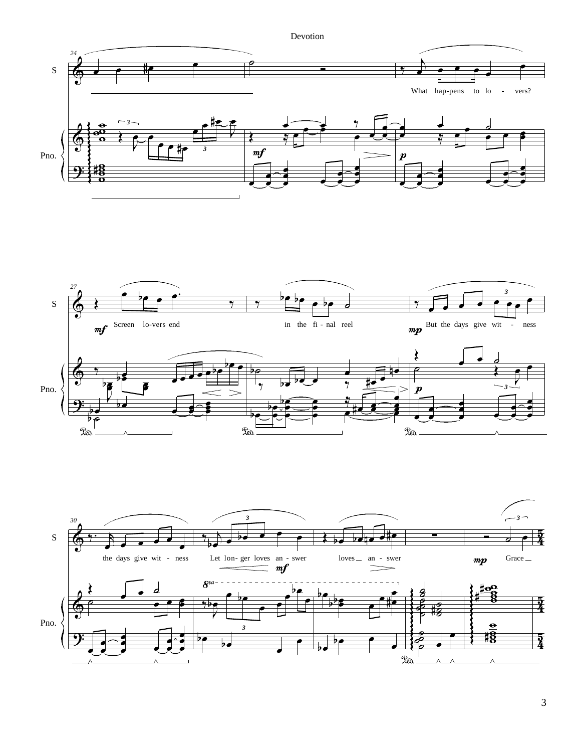What hap-pens to lo - vers?

Screen lo-vers end in the fi - nal reel But the days give wit - ness the days give wit - ness Let lon- ger loves an - swer loves an - swer Grace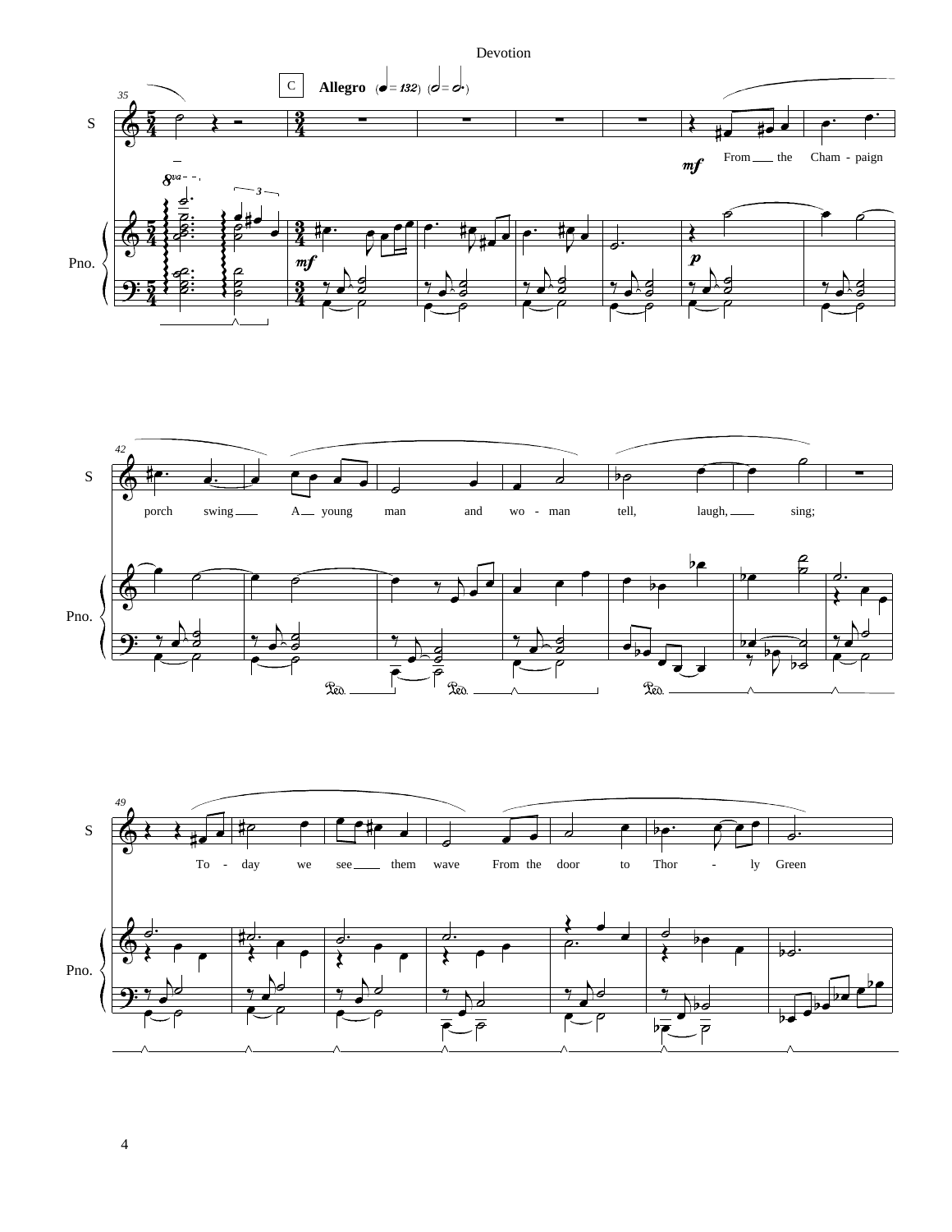Devotion

C **Allegro** (♩ = 132) (𝅗𝅥 = 𝅗𝅥.)

*mf* From the Cham - paign porch swing A young man and wo - man tell, laugh, sing;

To - day we see them wave From the door to Thor - ly Green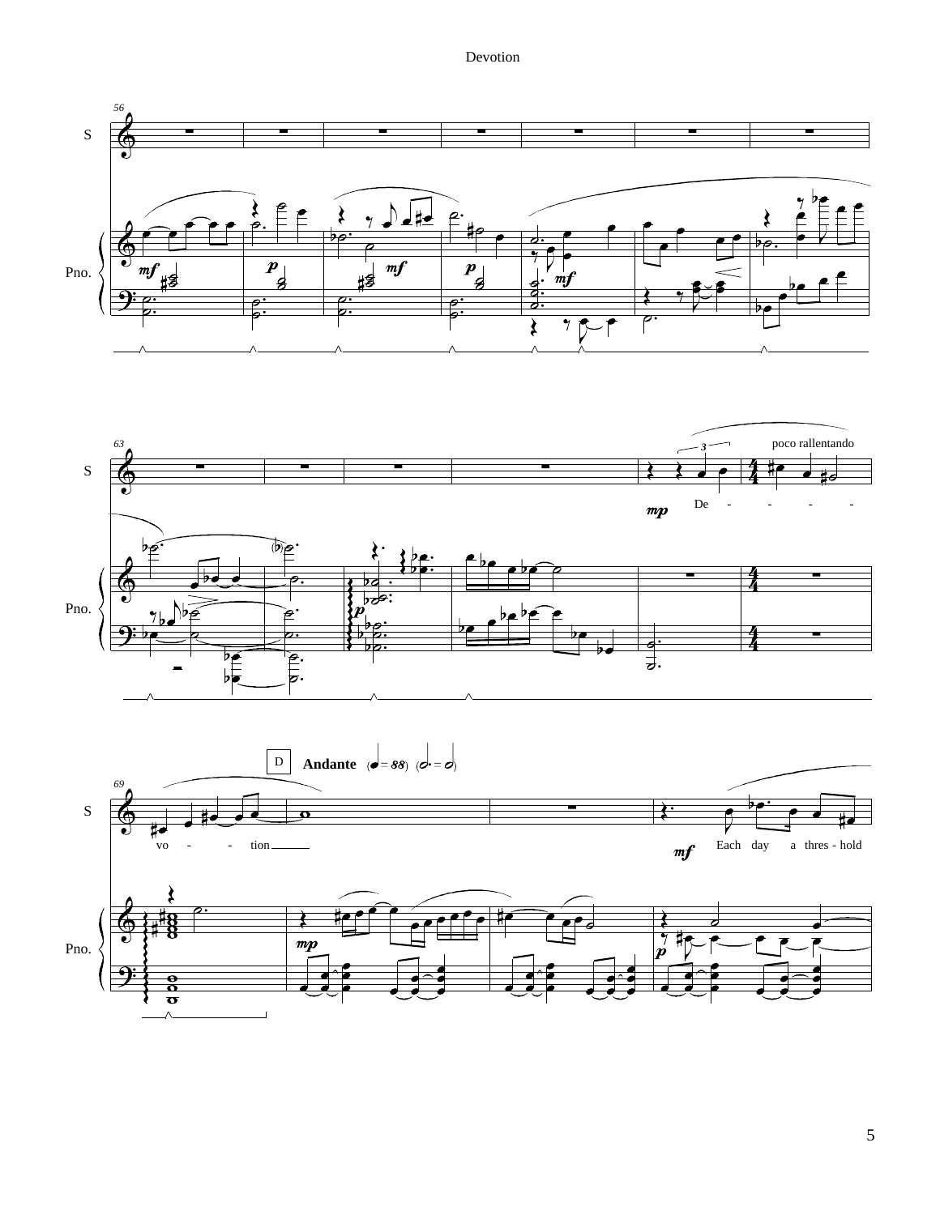S

Pno.

S

poco rallentando

De - - - - - vo - - tion

D **Andante** (♩ = 88) (𝅗𝅥. = 𝅗𝅥)

Each day a thres - hold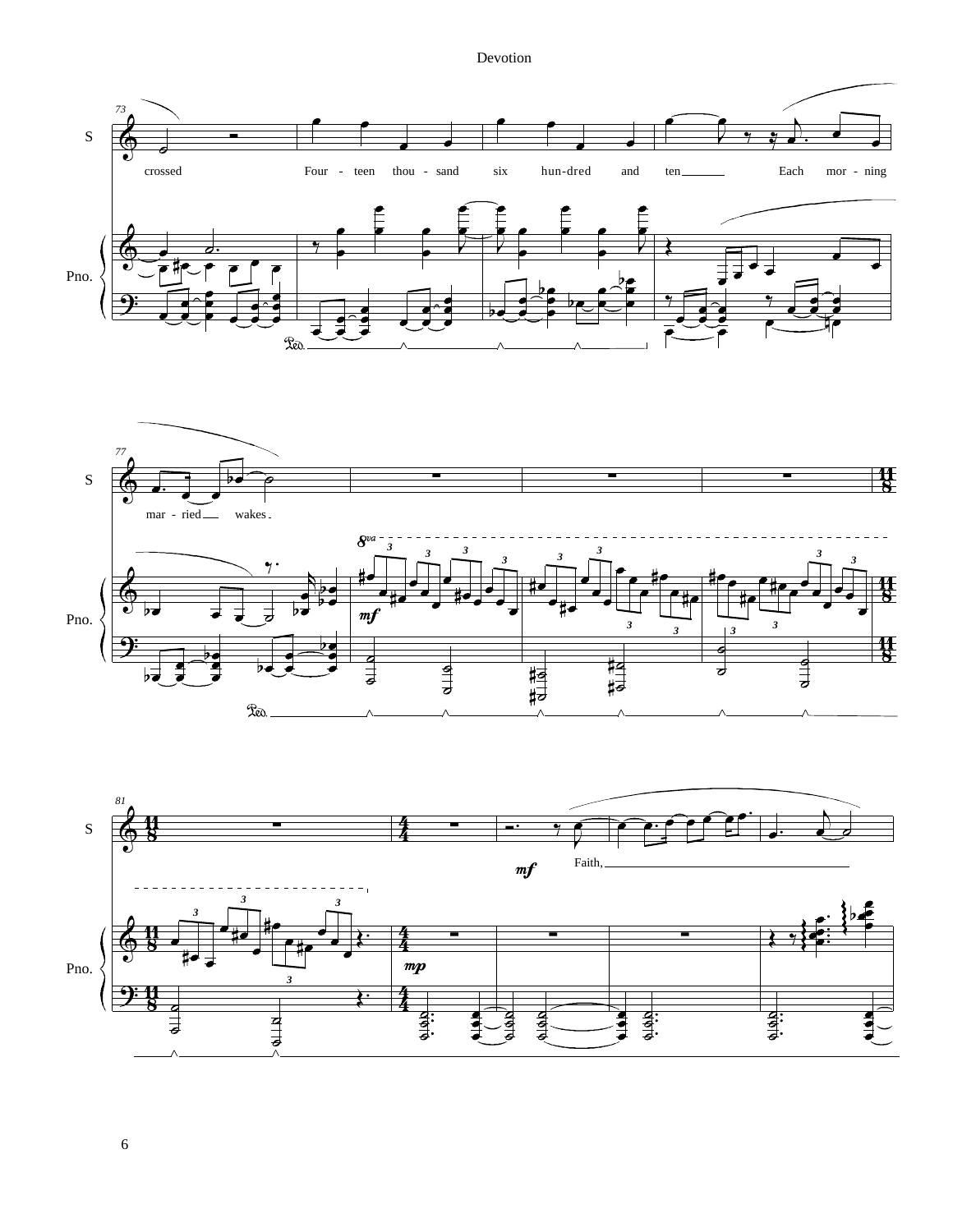crossed Four - teen thou - sand six hun-dred and ten Each mor - ning

mar - ried wakes.

Faith,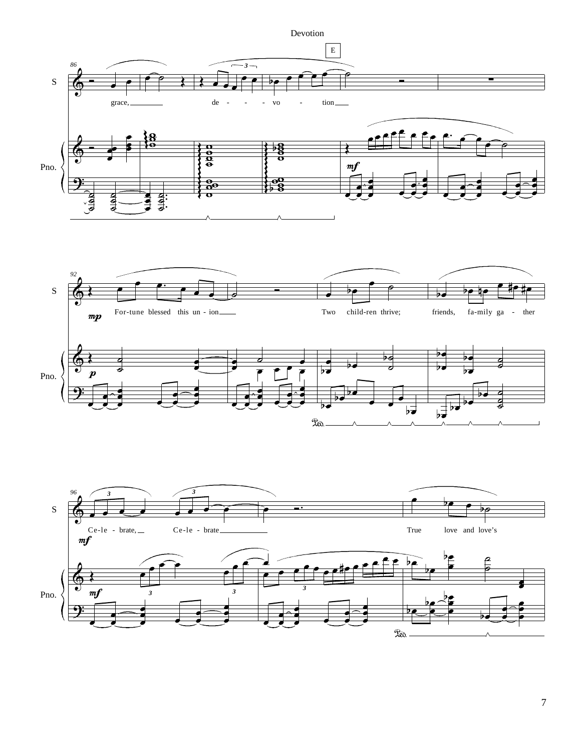Devotion

E

grace, de - - - vo - tion

For-tune blessed this un - ion Two child-ren thrive; friends, fa-mily ga - ther

Ce-le - brate, Ce-le - brate True love and love's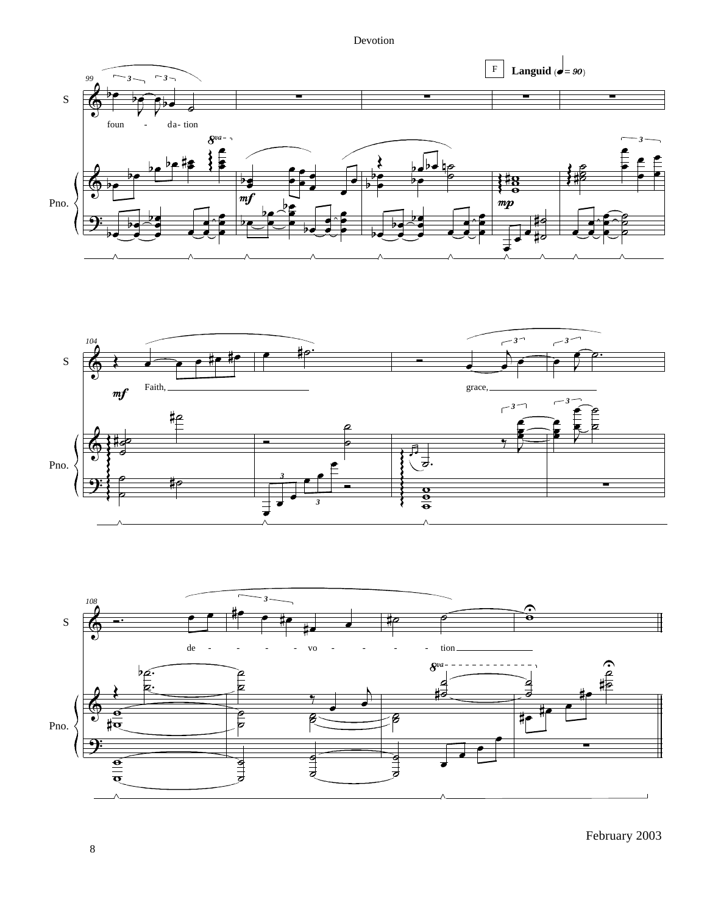F **Languid** (♩ = 90)

99

S

foun - da- tion

Pno.

*mf*

*mp*

104

S

*mf*

Faith,

grace,

Pno.

108

S

de - - - - - vo - - - - - tion

Pno.

February 2003